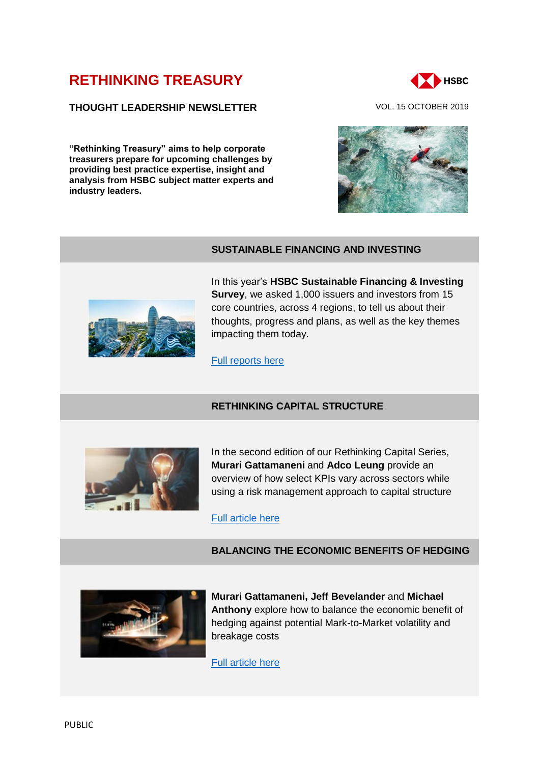# RETHINKING TREASURY

**THOUGHT LEADERSHIP NEWSLETTER**

VOL. 15 OCTOBER 2019

**“Rethinking Treasury” aims to help corporate treasurers prepare for upcoming challenges by providing best practice expertise, insight and analysis from HSBC subject matter experts and industry leaders.**

## SUSTAINABLE FINANCING AND INVESTING

In this year’s **HSBC Sustainable Financing & Investing Survey**, we asked 1,000 issuers and investors from 15 core countries, across 4 regions, to tell us about their thoughts, progress and plans, as well as the key themes impacting them today.

Full reports here

## RETHINKING CAPITAL STRUCTURE

In the second edition of our Rethinking Capital Series, **Murari Gattamaneni** and **Adco Leung** provide an overview of how select KPIs vary across sectors while using a risk management approach to capital structure

Full article here

## BALANCING THE ECONOMIC BENEFITS OF HEDGING

**Murari Gattamaneni, Jeff Bevelander** and **Michael Anthony** explore how to balance the economic benefit of hedging against potential Mark-to-Market volatility and breakage costs

Full article here

PUBLIC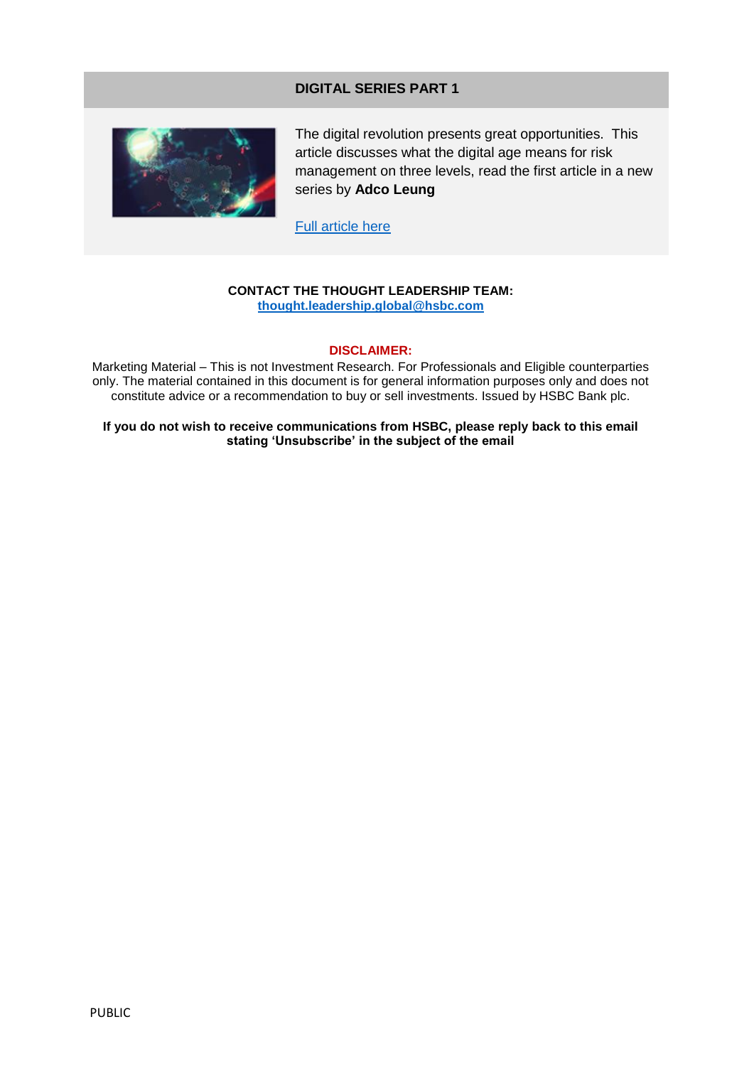## DIGITAL SERIES PART 1

The digital revolution presents great opportunities. This article discusses what the digital age means for risk management on three levels, read the first article in a new series by **Adco Leung**

Full article here

**CONTACT THE THOUGHT LEADERSHIP TEAM:**
**thought.leadership.global@hsbc.com**

**DISCLAIMER:**

Marketing Material – This is not Investment Research. For Professionals and Eligible counterparties only. The material contained in this document is for general information purposes only and does not constitute advice or a recommendation to buy or sell investments. Issued by HSBC Bank plc.

**If you do not wish to receive communications from HSBC, please reply back to this email stating 'Unsubscribe' in the subject of the email**

PUBLIC